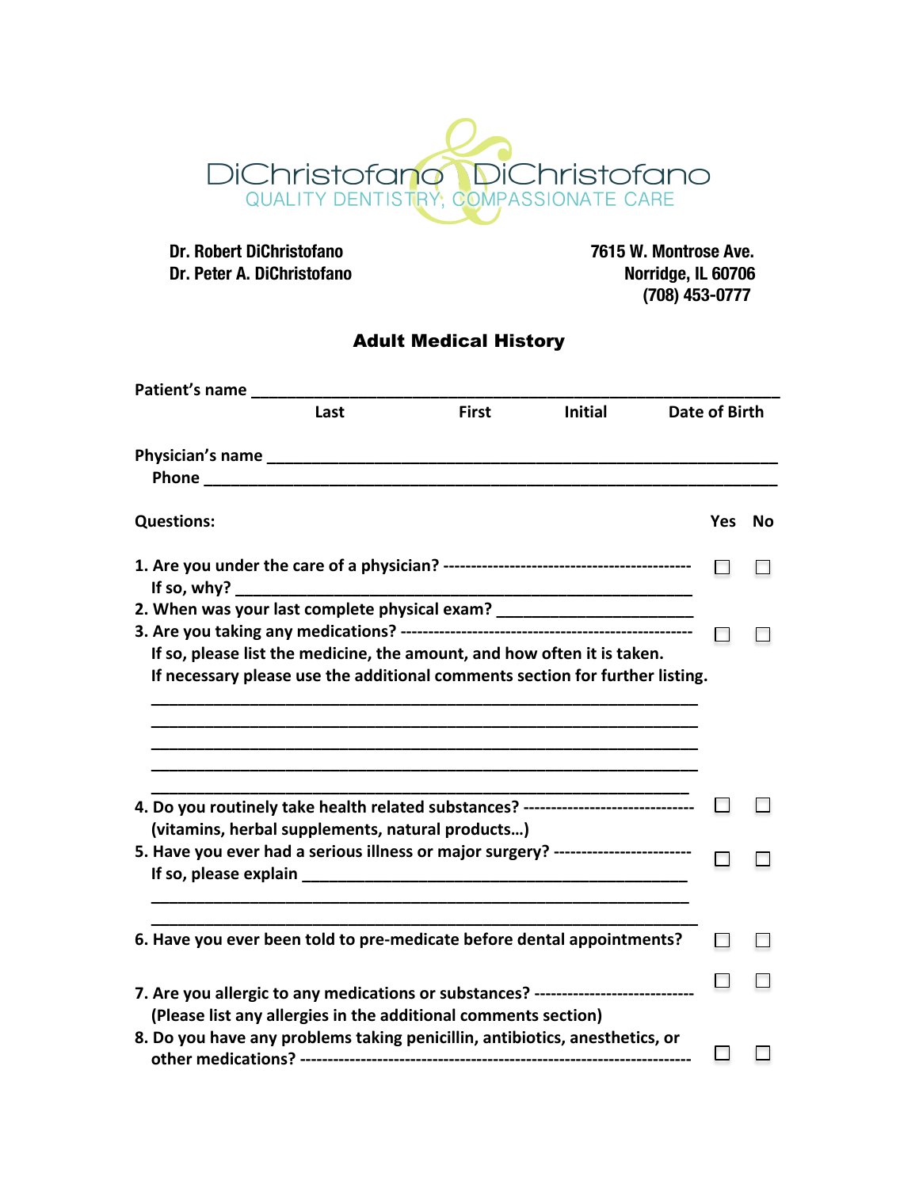DiChristofano & DiChristofano

QUALITY DENTISTRY, COMPASSIONATE CARE

**Dr. Robert DiChristofano**
**Dr. Peter A. DiChristofano**

**7615 W. Montrose Ave.**
**Norridge, IL 60706**
**(708) 453-0777**

# Adult Medical History

**Patient's name** ___________________________________________________________

**Last** **First** **Initial** **Date of Birth**

**Physician's name** __________________________________________________________

**Phone** ___________________________________________________________________

| **Questions:** | **Yes** | **No** |
|---|---|---|
| **1. Are you under the care of a physician?** -------------------------------------------- | ☐ | ☐ |
| **If so, why?** ______________________________________________ | | |
| **2. When was your last complete physical exam?** ____________________ | | |
| **3. Are you taking any medications?** ----------------------------------------------------- | ☐ | ☐ |
| **If so, please list the medicine, the amount, and how often it is taken. If necessary please use the additional comments section for further listing.** | | |
| ____________________________________________________________ | | |
| ____________________________________________________________ | | |
| ____________________________________________________________ | | |
| ____________________________________________________________ | | |
| ____________________________________________________________ | | |
| **4. Do you routinely take health related substances?** ------------------------------ **(vitamins, herbal supplements, natural products…)** | ☐ | ☐ |
| **5. Have you ever had a serious illness or major surgery?** ------------------------ | ☐ | ☐ |
| **If so, please explain** ________________________________________ | | |
| ____________________________________________________________ | | |
| ____________________________________________________________ | | |
| **6. Have you ever been told to pre-medicate before dental appointments?** | ☐ | ☐ |
| **7. Are you allergic to any medications or substances?** ---------------------------- **(Please list any allergies in the additional comments section)** | ☐ | ☐ |
| **8. Do you have any problems taking penicillin, antibiotics, anesthetics, or other medications?** ------------------------------------------------------------------- | ☐ | ☐ |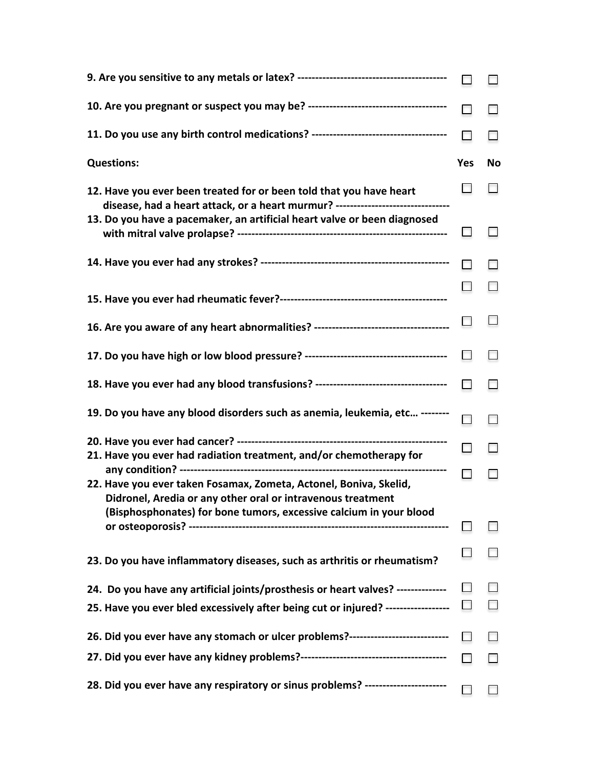| | Yes | No |
|---|---|---|
| 9. Are you sensitive to any metals or latex? | ☐ | ☐ |
| 10. Are you pregnant or suspect you may be? | ☐ | ☐ |
| 11. Do you use any birth control medications? | ☐ | ☐ |

| **Questions:** | **Yes** | **No** |
|---|---|---|
| 12. Have you ever been treated for or been told that you have heart disease, had a heart attack, or a heart murmur? | ☐ | ☐ |
| 13. Do you have a pacemaker, an artificial heart valve or been diagnosed with mitral valve prolapse? | ☐ | ☐ |
| 14. Have you ever had any strokes? | ☐ | ☐ |
| 15. Have you ever had rheumatic fever? | ☐ | ☐ |
| 16. Are you aware of any heart abnormalities? | ☐ | ☐ |
| 17. Do you have high or low blood pressure? | ☐ | ☐ |
| 18. Have you ever had any blood transfusions? | ☐ | ☐ |
| 19. Do you have any blood disorders such as anemia, leukemia, etc… | ☐ | ☐ |
| 20. Have you ever had cancer? | ☐ | ☐ |
| 21. Have you ever had radiation treatment, and/or chemotherapy for any condition? | ☐ | ☐ |
| 22. Have you ever taken Fosamax, Zometa, Actonel, Boniva, Skelid, Didronel, Aredia or any other oral or intravenous treatment (Bisphosphonates) for bone tumors, excessive calcium in your blood or osteoporosis? | ☐ | ☐ |
| 23. Do you have inflammatory diseases, such as arthritis or rheumatism? | ☐ | ☐ |
| 24. Do you have any artificial joints/prosthesis or heart valves? | ☐ | ☐ |
| 25. Have you ever bled excessively after being cut or injured? | ☐ | ☐ |
| 26. Did you ever have any stomach or ulcer problems? | ☐ | ☐ |
| 27. Did you ever have any kidney problems? | ☐ | ☐ |
| 28. Did you ever have any respiratory or sinus problems? | ☐ | ☐ |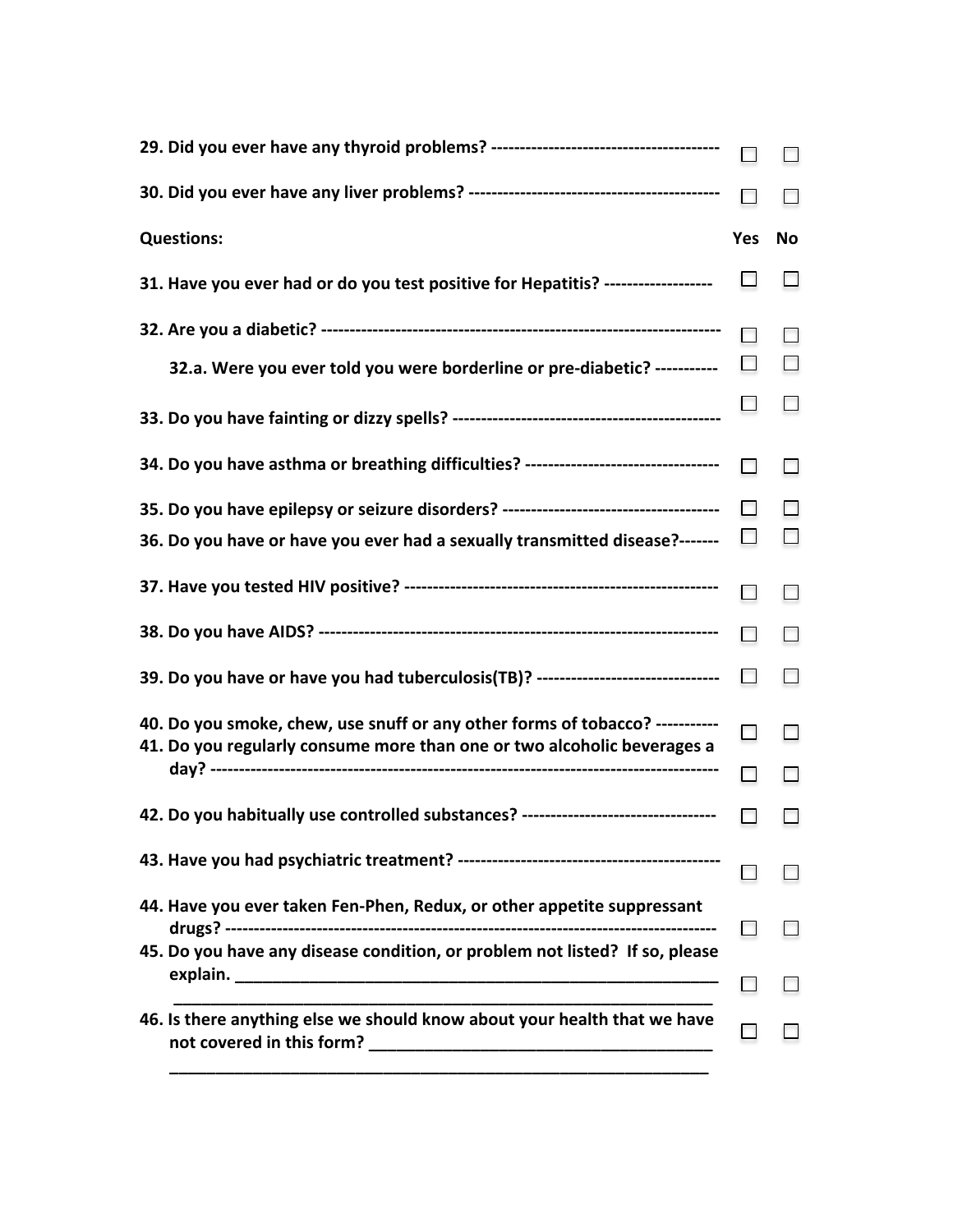| Questions: | Yes | No |
|---|---|---|
| **29. Did you ever have any thyroid problems? ---------------------------------------** | ☐ | ☐ |
| **30. Did you ever have any liver problems? -------------------------------------------** | ☐ | ☐ |
| **31. Have you ever had or do you test positive for Hepatitis? -------------------** | ☐ | ☐ |
| **32. Are you a diabetic? ---------------------------------------------------------------------** | ☐ | ☐ |
| **32.a. Were you ever told you were borderline or pre-diabetic? -----------** | ☐ | ☐ |
| **33. Do you have fainting or dizzy spells? ----------------------------------------------** | ☐ | ☐ |
| **34. Do you have asthma or breathing difficulties? ---------------------------------** | ☐ | ☐ |
| **35. Do you have epilepsy or seizure disorders? -------------------------------------** | ☐ | ☐ |
| **36. Do you have or have you ever had a sexually transmitted disease?-------** | ☐ | ☐ |
| **37. Have you tested HIV positive? -----------------------------------------------------** | ☐ | ☐ |
| **38. Do you have AIDS? --------------------------------------------------------------------** | ☐ | ☐ |
| **39. Do you have or have you had tuberculosis(TB)? --------------------------------** | ☐ | ☐ |
| **40. Do you smoke, chew, use snuff or any other forms of tobacco? -----------** | ☐ | ☐ |
| **41. Do you regularly consume more than one or two alcoholic beverages a day? ------------------------------------------------------------------------------------** | ☐ | ☐ |
| **42. Do you habitually use controlled substances? ---------------------------------** | ☐ | ☐ |
| **43. Have you had psychiatric treatment? ---------------------------------------------** | ☐ | ☐ |
| **44. Have you ever taken Fen-Phen, Redux, or other appetite suppressant drugs? ---------------------------------------------------------------------------------** | ☐ | ☐ |
| **45. Do you have any disease condition, or problem not listed? If so, please explain. ___________________________________________________________ ___________________________________________________________** | ☐ | ☐ |
| **46. Is there anything else we should know about your health that we have not covered in this form? _______________________________________ ___________________________________________________________** | ☐ | ☐ |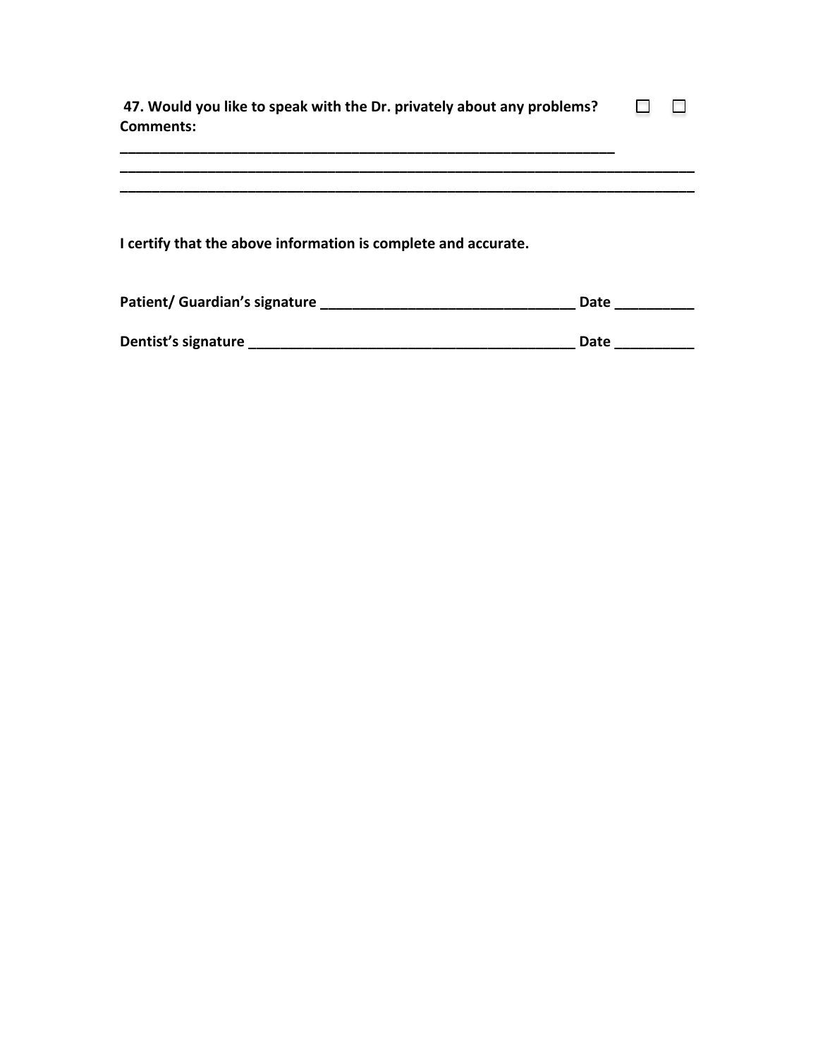**47. Would you like to speak with the Dr. privately about any problems?** ☐ ☐

**Comments:**

**_________________________________________________________________**

**___________________________________________________________________________**

**___________________________________________________________________________**

**I certify that the above information is complete and accurate.**

**Patient/ Guardian's signature _________________________________ Date __________**

**Dentist's signature __________________________________________ Date __________**